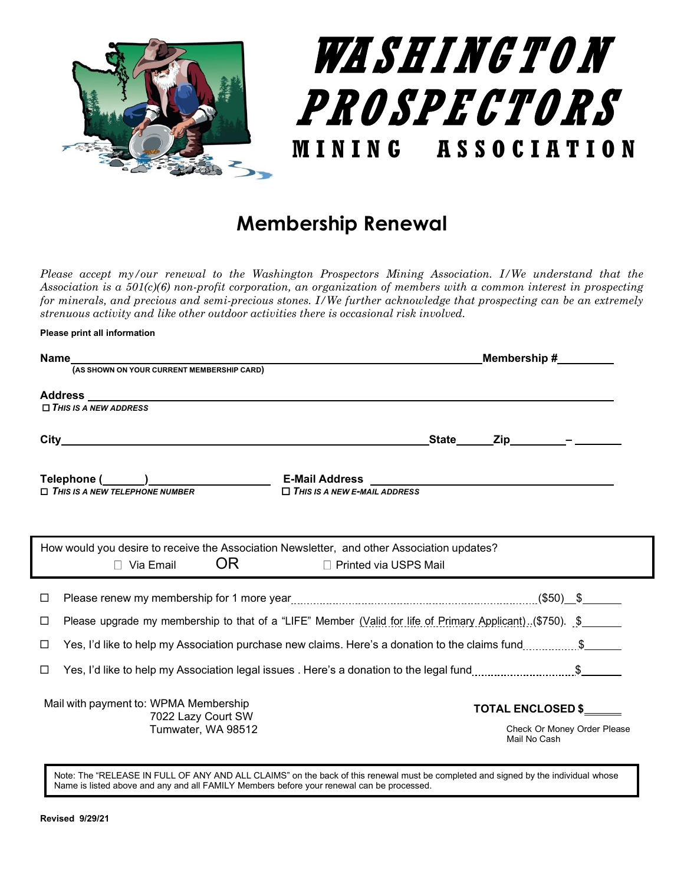# WASHINGTON PROSPECTORS

## MINING ASSOCIATION

## Membership Renewal

*Please accept my/our renewal to the Washington Prospectors Mining Association. I/We understand that the Association is a 501(c)(6) non-profit corporation, an organization of members with a common interest in prospecting for minerals, and precious and semi-precious stones. I/We further acknowledge that prospecting can be an extremely strenuous activity and like other outdoor activities there is occasional risk involved.*

**Please print all information**

**Name**\_\_\_\_\_\_\_\_\_\_\_\_\_\_\_\_\_\_\_\_\_\_\_\_\_\_\_\_\_\_\_\_\_\_\_\_\_\_\_\_\_\_\_\_\_\_ **Membership #**\_\_\_\_\_\_\_\_\_
**(AS SHOWN ON YOUR CURRENT MEMBERSHIP CARD)**

**Address** \_\_\_\_\_\_\_\_\_\_\_\_\_\_\_\_\_\_\_\_\_\_\_\_\_\_\_\_\_\_\_\_\_\_\_\_\_\_\_\_\_\_\_\_\_\_\_\_\_\_\_\_\_\_\_\_\_\_\_\_
☐ ***THIS IS A NEW ADDRESS***

**City**\_\_\_\_\_\_\_\_\_\_\_\_\_\_\_\_\_\_\_\_\_\_\_\_\_\_\_\_\_\_\_\_\_\_\_\_\_\_\_\_\_\_\_\_\_\_ **State**\_\_\_\_\_\_ **Zip**\_\_\_\_\_\_\_\_\_ – \_\_\_\_\_\_\_

**Telephone (\_\_\_\_\_\_\_)**\_\_\_\_\_\_\_\_\_\_\_\_\_\_\_\_\_\_\_\_ **E-Mail Address** \_\_\_\_\_\_\_\_\_\_\_\_\_\_\_\_\_\_\_\_\_\_\_\_\_\_\_\_\_\_
☐ ***THIS IS A NEW TELEPHONE NUMBER*** ☐ ***THIS IS A NEW E-MAIL ADDRESS***

How would you desire to receive the Association Newsletter, and other Association updates?
☐ Via Email OR ☐ Printed via USPS Mail

☐ Please renew my membership for 1 more year.................................($50) $\_\_\_\_\_\_

☐ Please upgrade my membership to that of a "LIFE" Member (Valid for life of Primary Applicant)..($750). $\_\_\_\_\_\_

☐ Yes, I'd like to help my Association purchase new claims. Here's a donation to the claims fund............... $\_\_\_\_\_\_

☐ Yes, I'd like to help my Association legal issues . Here's a donation to the legal fund............................. $\_\_\_\_\_\_

Mail with payment to: WPMA Membership
7022 Lazy Court SW
Tumwater, WA 98512

**TOTAL ENCLOSED $**\_\_\_\_\_\_

Check Or Money Order Please
Mail No Cash

Note: The "RELEASE IN FULL OF ANY AND ALL CLAIMS" on the back of this renewal must be completed and signed by the individual whose Name is listed above and any and all FAMILY Members before your renewal can be processed.

**Revised 9/29/21**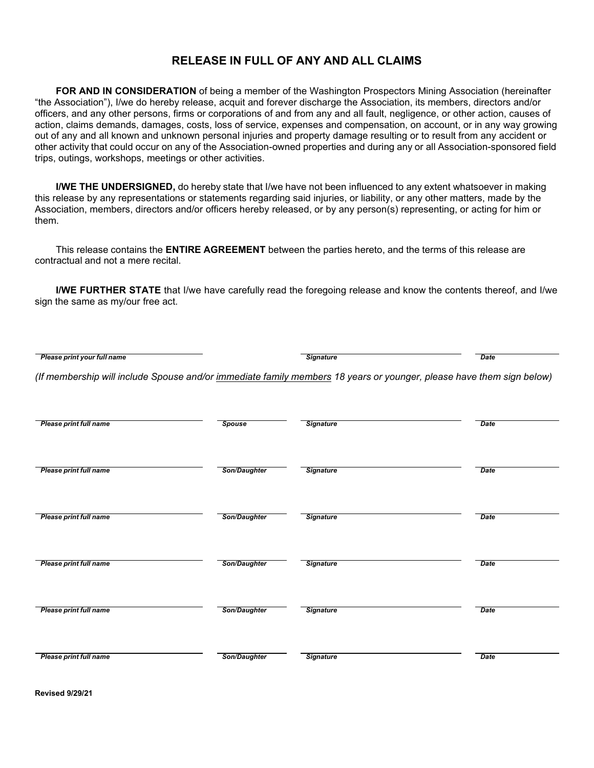# RELEASE IN FULL OF ANY AND ALL CLAIMS

**FOR AND IN CONSIDERATION** of being a member of the Washington Prospectors Mining Association (hereinafter "the Association"), I/we do hereby release, acquit and forever discharge the Association, its members, directors and/or officers, and any other persons, firms or corporations of and from any and all fault, negligence, or other action, causes of action, claims demands, damages, costs, loss of service, expenses and compensation, on account, or in any way growing out of any and all known and unknown personal injuries and property damage resulting or to result from any accident or other activity that could occur on any of the Association-owned properties and during any or all Association-sponsored field trips, outings, workshops, meetings or other activities.

**I/WE THE UNDERSIGNED,** do hereby state that I/we have not been influenced to any extent whatsoever in making this release by any representations or statements regarding said injuries, or liability, or any other matters, made by the Association, members, directors and/or officers hereby released, or by any person(s) representing, or acting for him or them.

This release contains the **ENTIRE AGREEMENT** between the parties hereto, and the terms of this release are contractual and not a mere recital.

**I/WE FURTHER STATE** that I/we have carefully read the foregoing release and know the contents thereof, and I/we sign the same as my/our free act.

| | | |
|---|---|---|
| ***Please print your full name*** | ***Signature*** | ***Date*** |

*(If membership will include Spouse and/or immediate family members 18 years or younger, please have them sign below)*

| | | | |
|---|---|---|---|
| ***Please print full name*** | ***Spouse*** | ***Signature*** | ***Date*** |
| ***Please print full name*** | ***Son/Daughter*** | ***Signature*** | ***Date*** |
| ***Please print full name*** | ***Son/Daughter*** | ***Signature*** | ***Date*** |
| ***Please print full name*** | ***Son/Daughter*** | ***Signature*** | ***Date*** |
| ***Please print full name*** | ***Son/Daughter*** | ***Signature*** | ***Date*** |
| ***Please print full name*** | ***Son/Daughter*** | ***Signature*** | ***Date*** |

**Revised 9/29/21**